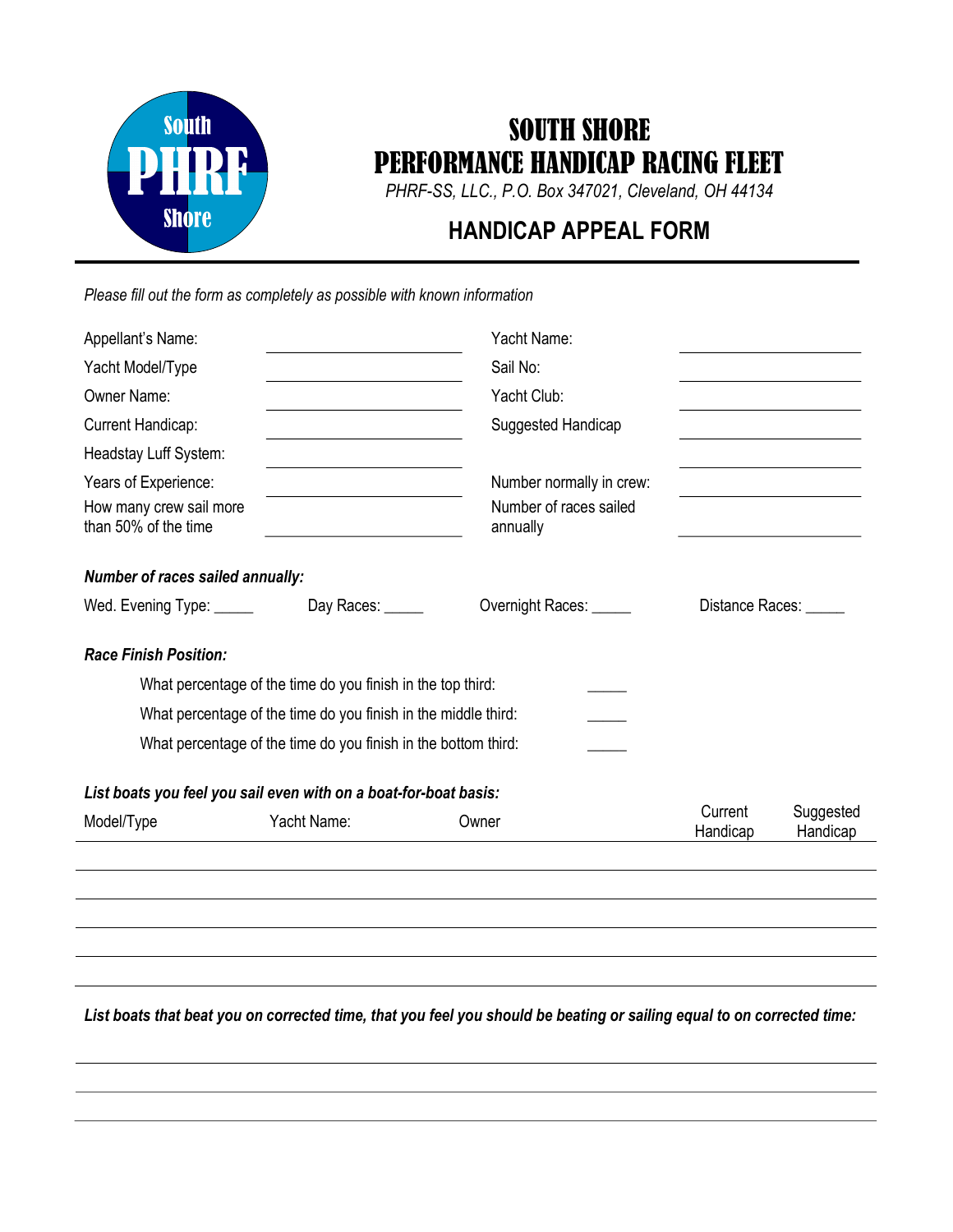# SOUTH SHORE PERFORMANCE HANDICAP RACING FLEET

*PHRF-SS, LLC., P.O. Box 347021, Cleveland, OH 44134*

## HANDICAP APPEAL FORM

*Please fill out the form as completely as possible with known information*

| | | | |
|---|---|---|---|
| Appellant's Name: | | Yacht Name: | |
| Yacht Model/Type | | Sail No: | |
| Owner Name: | | Yacht Club: | |
| Current Handicap: | | Suggested Handicap | |
| Headstay Luff System: | | | |
| Years of Experience: | | Number normally in crew: | |
| How many crew sail more than 50% of the time | | Number of races sailed annually | |

***Number of races sailed annually:***

Wed. Evening Type: _____ Day Races: _____ Overnight Races: _____ Distance Races: _____

***Race Finish Position:***

What percentage of the time do you finish in the top third: _____

What percentage of the time do you finish in the middle third: _____

What percentage of the time do you finish in the bottom third: _____

***List boats you feel you sail even with on a boat-for-boat basis:***

| Model/Type | Yacht Name: | Owner | Current Handicap | Suggested Handicap |
|---|---|---|---|---|
| | | | | |
| | | | | |
| | | | | |
| | | | | |
| | | | | |

***List boats that beat you on corrected time, that you feel you should be beating or sailing equal to on corrected time:***

_______________________________________________

_______________________________________________

_______________________________________________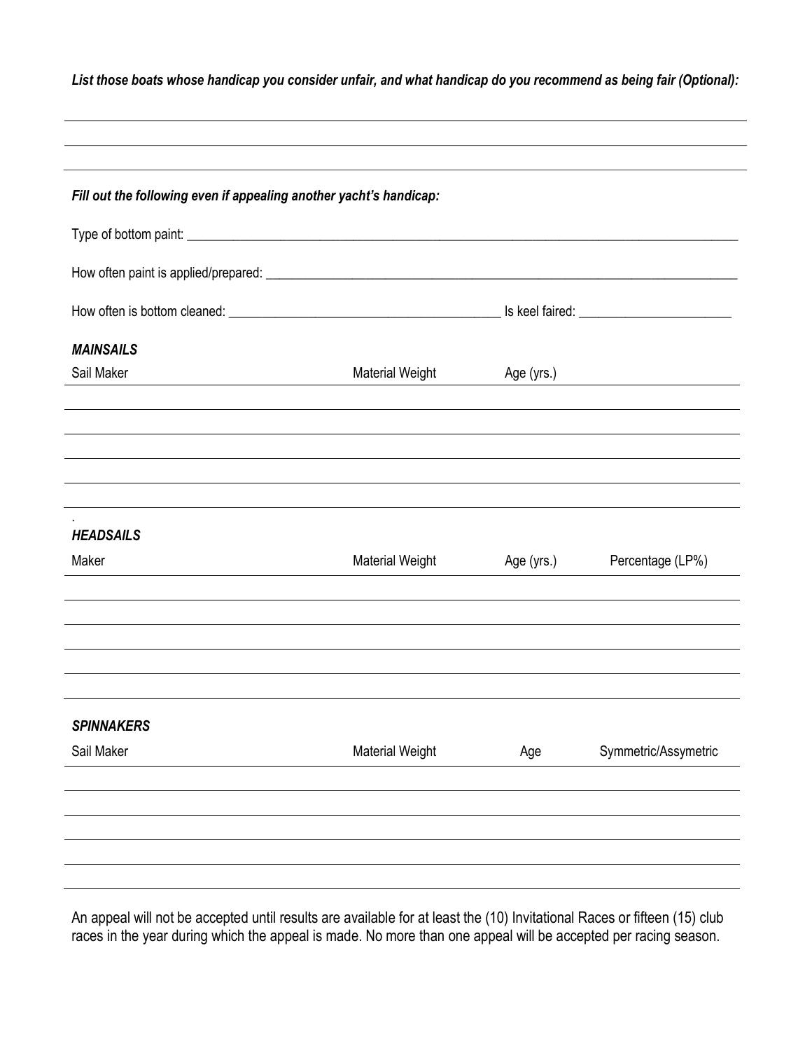***List those boats whose handicap you consider unfair, and what handicap do you recommend as being fair (Optional):***

______________________________________________________________________________

______________________________________________________________________________

______________________________________________________________________________

***Fill out the following even if appealing another yacht's handicap:***

Type of bottom paint: ______________________________________________________________________________

How often paint is applied/prepared: _______________________________________________________________

How often is bottom cleaned: ____________________________________ Is keel faired: ______________________

***MAINSAILS***

| Sail Maker | Material Weight | Age (yrs.) |
|---|---|---|
| | | |
| | | |
| | | |
| | | |
| | | |

.

***HEADSAILS***

| Maker | Material Weight | Age (yrs.) | Percentage (LP%) |
|---|---|---|---|
| | | | |
| | | | |
| | | | |
| | | | |
| | | | |

***SPINNAKERS***

| Sail Maker | Material Weight | Age | Symmetric/Assymetric |
|---|---|---|---|
| | | | |
| | | | |
| | | | |
| | | | |
| | | | |

An appeal will not be accepted until results are available for at least the (10) Invitational Races or fifteen (15) club races in the year during which the appeal is made. No more than one appeal will be accepted per racing season.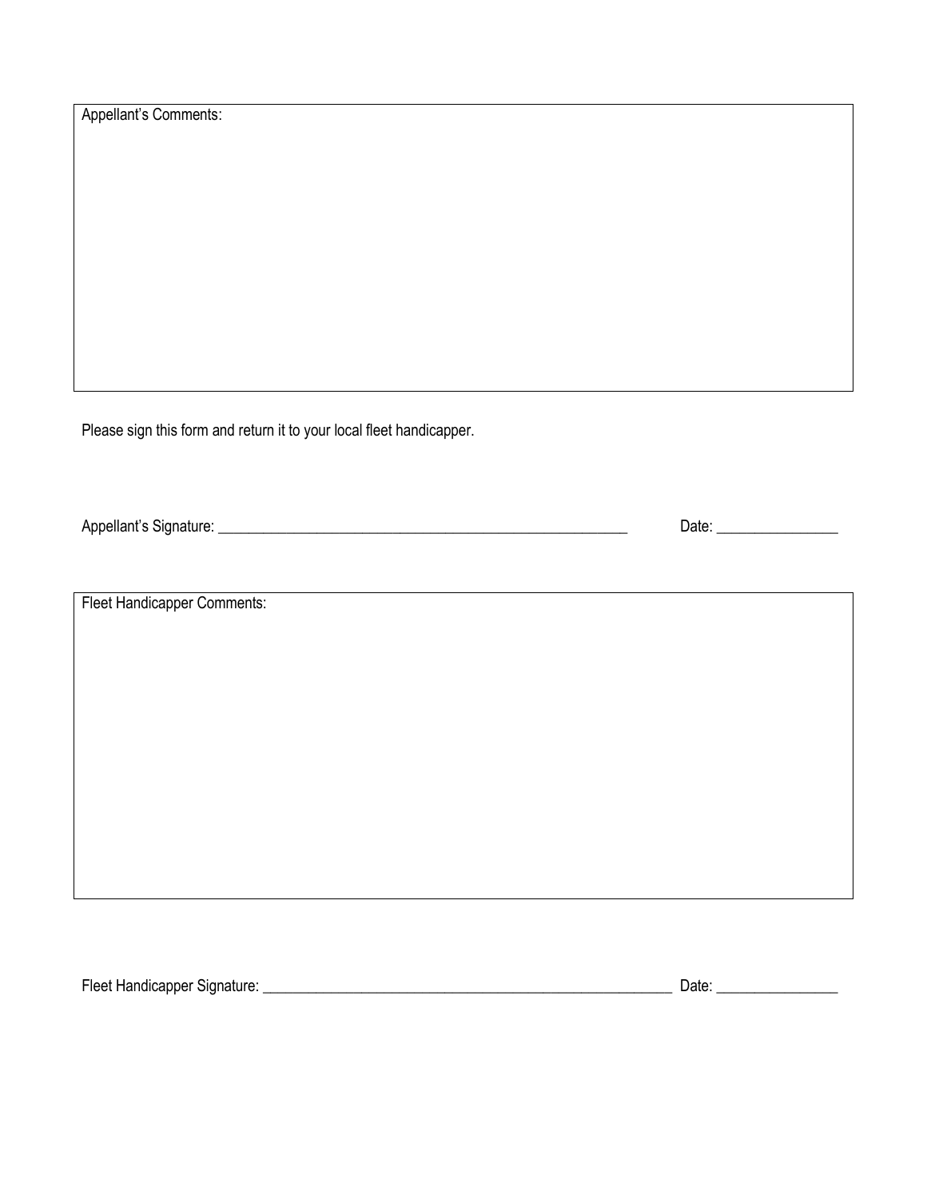Appellant's Comments:

Please sign this form and return it to your local fleet handicapper.

Appellant's Signature: ______________________________________________ Date: ________________

Fleet Handicapper Comments:

Fleet Handicapper Signature: ______________________________________________ Date: ________________